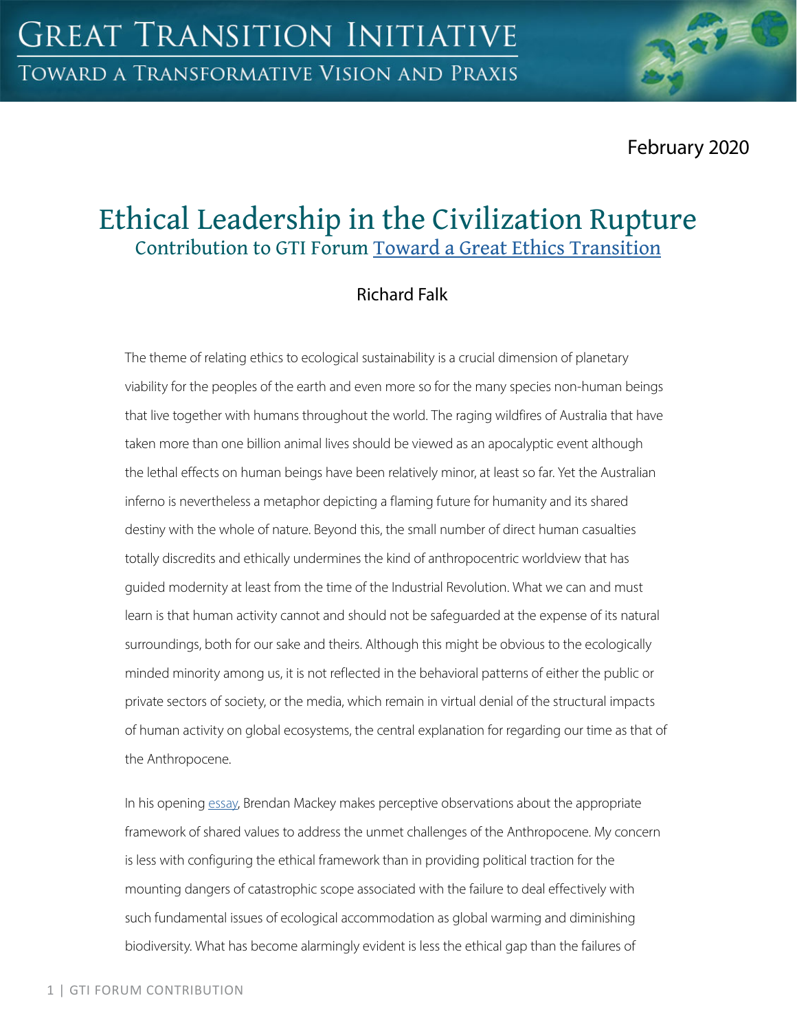February 2020

# Ethical Leadership in the Civilization Rupture

## Contribution to GTI Forum Toward a Great Ethics Transition

Richard Falk

The theme of relating ethics to ecological sustainability is a crucial dimension of planetary viability for the peoples of the earth and even more so for the many species non-human beings that live together with humans throughout the world. The raging wildfires of Australia that have taken more than one billion animal lives should be viewed as an apocalyptic event although the lethal effects on human beings have been relatively minor, at least so far. Yet the Australian inferno is nevertheless a metaphor depicting a flaming future for humanity and its shared destiny with the whole of nature. Beyond this, the small number of direct human casualties totally discredits and ethically undermines the kind of anthropocentric worldview that has guided modernity at least from the time of the Industrial Revolution. What we can and must learn is that human activity cannot and should not be safeguarded at the expense of its natural surroundings, both for our sake and theirs. Although this might be obvious to the ecologically minded minority among us, it is not reflected in the behavioral patterns of either the public or private sectors of society, or the media, which remain in virtual denial of the structural impacts of human activity on global ecosystems, the central explanation for regarding our time as that of the Anthropocene.

In his opening essay, Brendan Mackey makes perceptive observations about the appropriate framework of shared values to address the unmet challenges of the Anthropocene. My concern is less with configuring the ethical framework than in providing political traction for the mounting dangers of catastrophic scope associated with the failure to deal effectively with such fundamental issues of ecological accommodation as global warming and diminishing biodiversity. What has become alarmingly evident is less the ethical gap than the failures of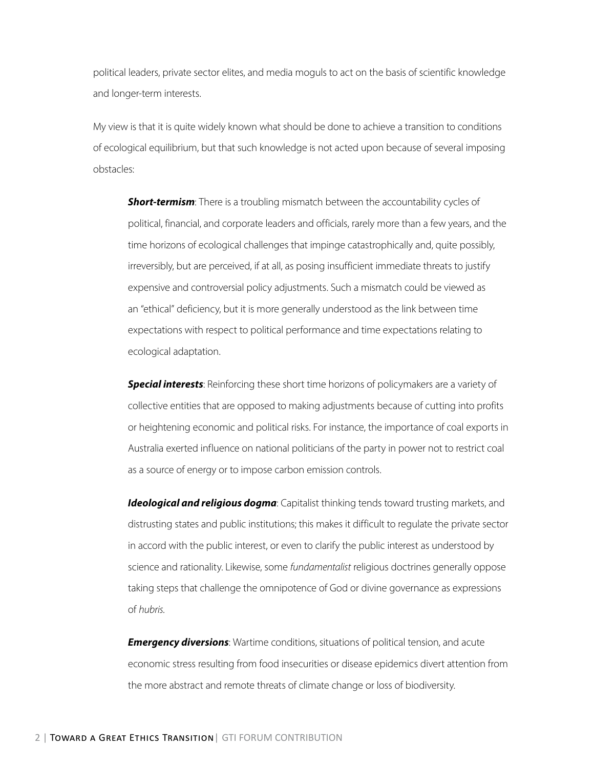political leaders, private sector elites, and media moguls to act on the basis of scientific knowledge and longer-term interests.

My view is that it is quite widely known what should be done to achieve a transition to conditions of ecological equilibrium, but that such knowledge is not acted upon because of several imposing obstacles:

> ***Short-termism***: There is a troubling mismatch between the accountability cycles of political, financial, and corporate leaders and officials, rarely more than a few years, and the time horizons of ecological challenges that impinge catastrophically and, quite possibly, irreversibly, but are perceived, if at all, as posing insufficient immediate threats to justify expensive and controversial policy adjustments. Such a mismatch could be viewed as an "ethical" deficiency, but it is more generally understood as the link between time expectations with respect to political performance and time expectations relating to ecological adaptation.
>
> ***Special interests***: Reinforcing these short time horizons of policymakers are a variety of collective entities that are opposed to making adjustments because of cutting into profits or heightening economic and political risks. For instance, the importance of coal exports in Australia exerted influence on national politicians of the party in power not to restrict coal as a source of energy or to impose carbon emission controls.
>
> ***Ideological and religious dogma***: Capitalist thinking tends toward trusting markets, and distrusting states and public institutions; this makes it difficult to regulate the private sector in accord with the public interest, or even to clarify the public interest as understood by science and rationality. Likewise, some *fundamentalist* religious doctrines generally oppose taking steps that challenge the omnipotence of God or divine governance as expressions of *hubris.*
>
> ***Emergency diversions***: Wartime conditions, situations of political tension, and acute economic stress resulting from food insecurities or disease epidemics divert attention from the more abstract and remote threats of climate change or loss of biodiversity.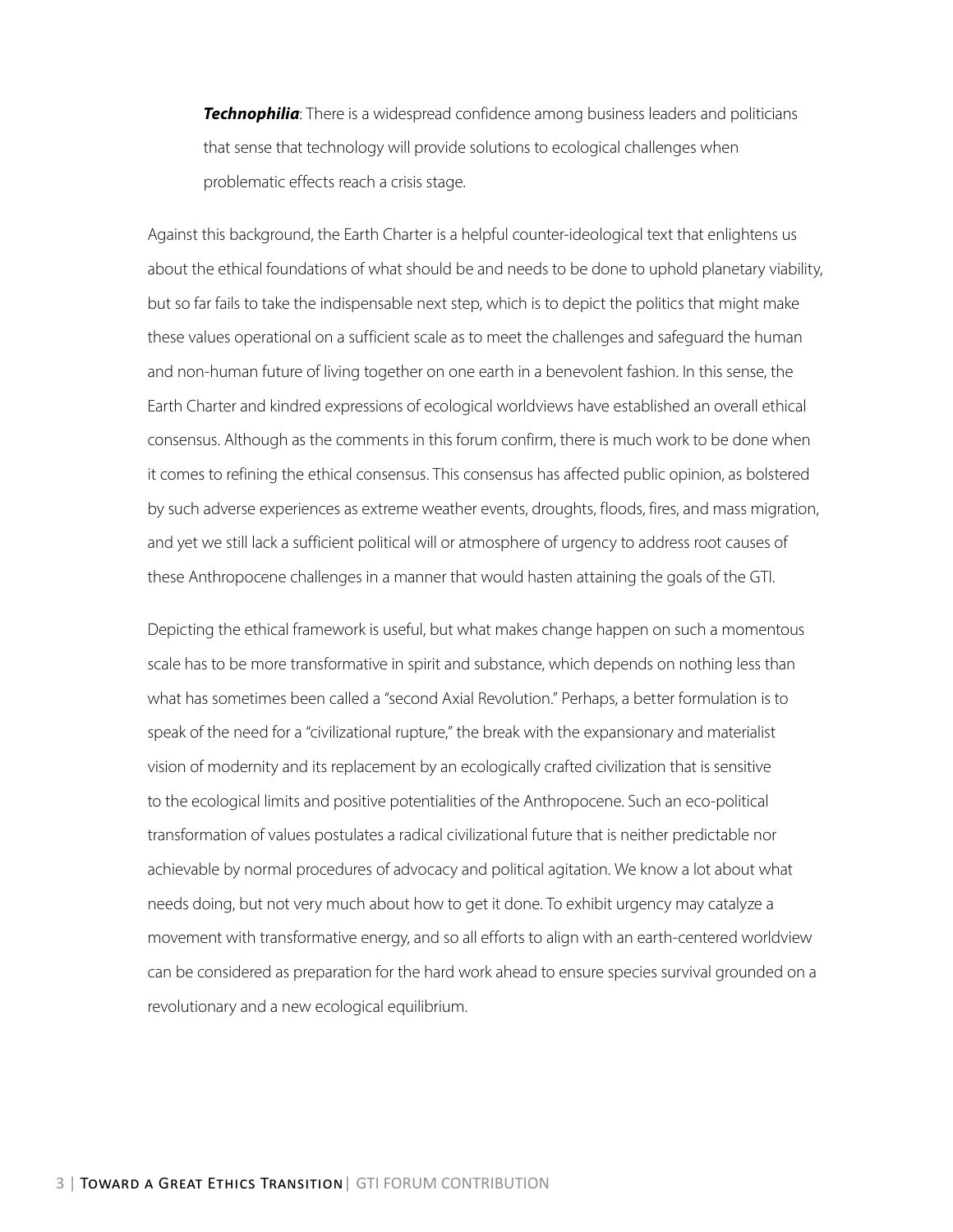***Technophilia***: There is a widespread confidence among business leaders and politicians that sense that technology will provide solutions to ecological challenges when problematic effects reach a crisis stage.

Against this background, the Earth Charter is a helpful counter-ideological text that enlightens us about the ethical foundations of what should be and needs to be done to uphold planetary viability, but so far fails to take the indispensable next step, which is to depict the politics that might make these values operational on a sufficient scale as to meet the challenges and safeguard the human and non-human future of living together on one earth in a benevolent fashion. In this sense, the Earth Charter and kindred expressions of ecological worldviews have established an overall ethical consensus. Although as the comments in this forum confirm, there is much work to be done when it comes to refining the ethical consensus. This consensus has affected public opinion, as bolstered by such adverse experiences as extreme weather events, droughts, floods, fires, and mass migration, and yet we still lack a sufficient political will or atmosphere of urgency to address root causes of these Anthropocene challenges in a manner that would hasten attaining the goals of the GTI.

Depicting the ethical framework is useful, but what makes change happen on such a momentous scale has to be more transformative in spirit and substance, which depends on nothing less than what has sometimes been called a "second Axial Revolution." Perhaps, a better formulation is to speak of the need for a "civilizational rupture," the break with the expansionary and materialist vision of modernity and its replacement by an ecologically crafted civilization that is sensitive to the ecological limits and positive potentialities of the Anthropocene. Such an eco-political transformation of values postulates a radical civilizational future that is neither predictable nor achievable by normal procedures of advocacy and political agitation. We know a lot about what needs doing, but not very much about how to get it done. To exhibit urgency may catalyze a movement with transformative energy, and so all efforts to align with an earth-centered worldview can be considered as preparation for the hard work ahead to ensure species survival grounded on a revolutionary and a new ecological equilibrium.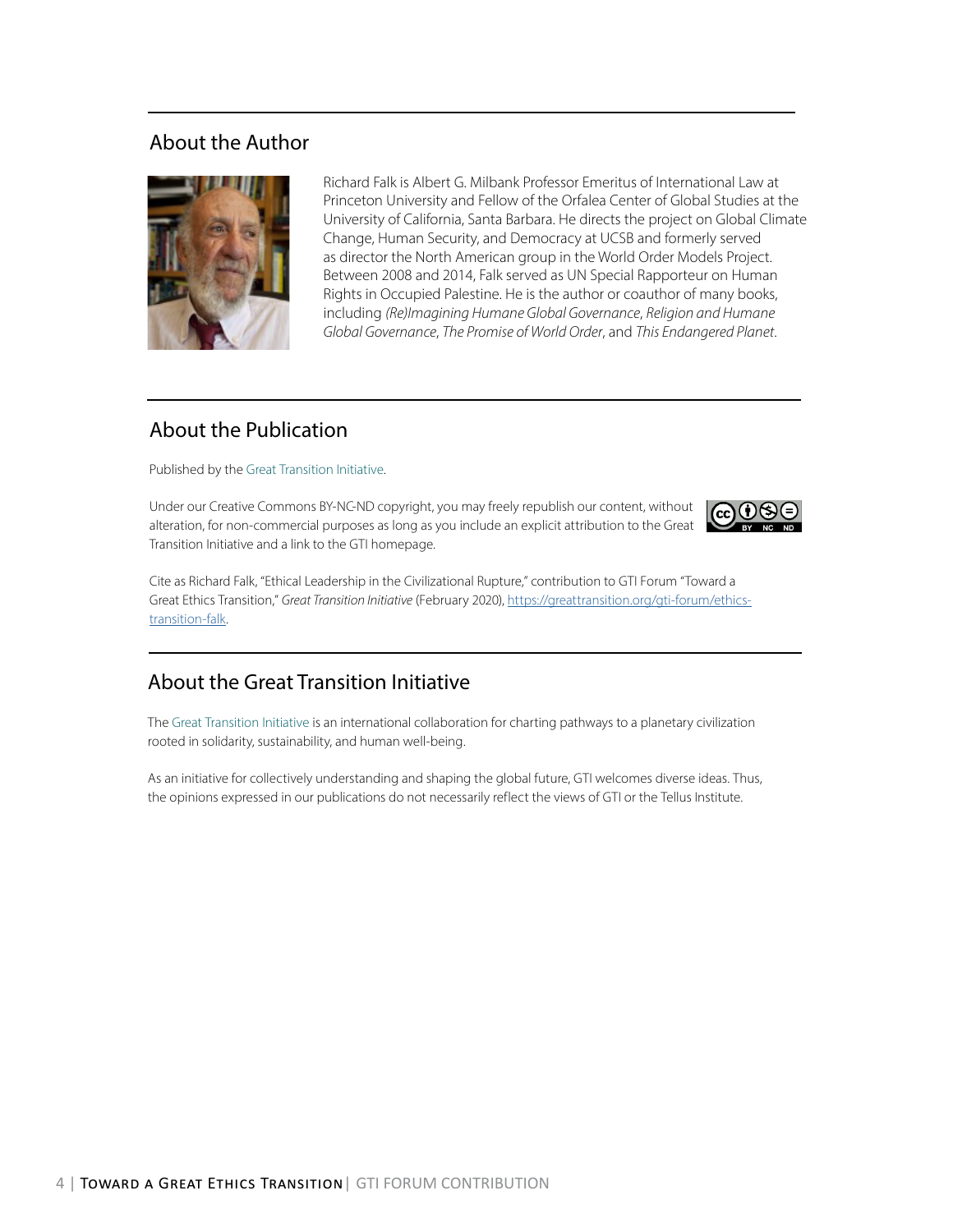## About the Author

Richard Falk is Albert G. Milbank Professor Emeritus of International Law at Princeton University and Fellow of the Orfalea Center of Global Studies at the University of California, Santa Barbara. He directs the project on Global Climate Change, Human Security, and Democracy at UCSB and formerly served as director the North American group in the World Order Models Project. Between 2008 and 2014, Falk served as UN Special Rapporteur on Human Rights in Occupied Palestine. He is the author or coauthor of many books, including *(Re)Imagining Humane Global Governance*, *Religion and Humane Global Governance*, *The Promise of World Order*, and *This Endangered Planet*.

## About the Publication

Published by the Great Transition Initiative.

Under our Creative Commons BY-NC-ND copyright, you may freely republish our content, without alteration, for non-commercial purposes as long as you include an explicit attribution to the Great Transition Initiative and a link to the GTI homepage.

Cite as Richard Falk, "Ethical Leadership in the Civilizational Rupture," contribution to GTI Forum "Toward a Great Ethics Transition," *Great Transition Initiative* (February 2020), https://greattransition.org/gti-forum/ethics-transition-falk.

## About the Great Transition Initiative

The Great Transition Initiative is an international collaboration for charting pathways to a planetary civilization rooted in solidarity, sustainability, and human well-being.

As an initiative for collectively understanding and shaping the global future, GTI welcomes diverse ideas. Thus, the opinions expressed in our publications do not necessarily reflect the views of GTI or the Tellus Institute.